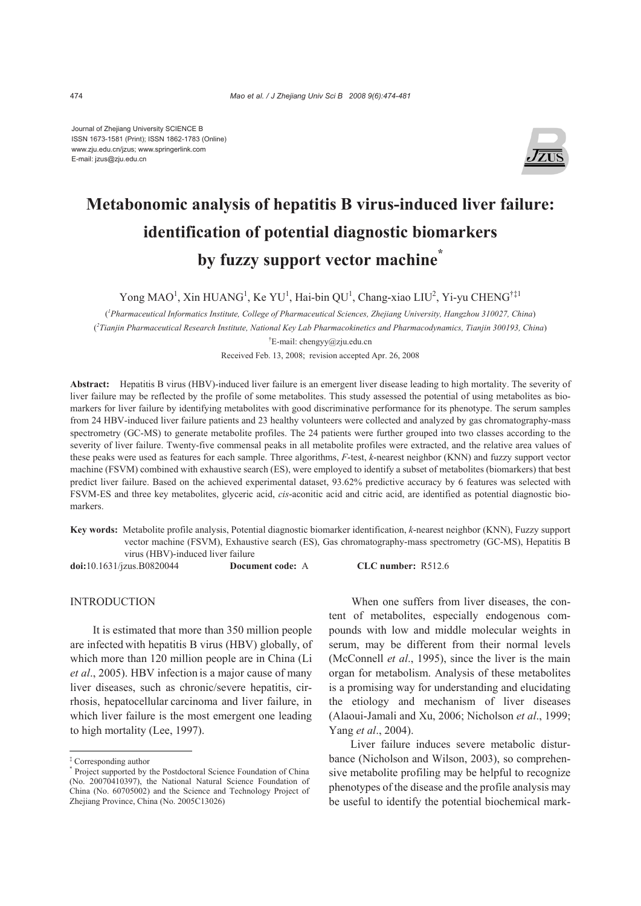Journal of Zhejiang University SCIENCE B
ISSN 1673-1581 (Print); ISSN 1862-1783 (Online)
www.zju.edu.cn/jzus; www.springerlink.com
E-mail: jzus@zju.edu.cn

# Metabonomic analysis of hepatitis B virus-induced liver failure: identification of potential diagnostic biomarkers by fuzzy support vector machine*

Yong MAO[1], Xin HUANG[1], Ke YU[1], Hai-bin QU[1], Chang-xiao LIU[2], Yi-yu CHENG[†‡1]

([1]Pharmaceutical Informatics Institute, College of Pharmaceutical Sciences, Zhejiang University, Hangzhou 310027, China)

([2]Tianjin Pharmaceutical Research Institute, National Key Lab Pharmacokinetics and Pharmacodynamics, Tianjin 300193, China)

[†]E-mail: chengyy@zju.edu.cn

Received Feb. 13, 2008; revision accepted Apr. 26, 2008

**Abstract:** Hepatitis B virus (HBV)-induced liver failure is an emergent liver disease leading to high mortality. The severity of liver failure may be reflected by the profile of some metabolites. This study assessed the potential of using metabolites as biomarkers for liver failure by identifying metabolites with good discriminative performance for its phenotype. The serum samples from 24 HBV-induced liver failure patients and 23 healthy volunteers were collected and analyzed by gas chromatography-mass spectrometry (GC-MS) to generate metabolite profiles. The 24 patients were further grouped into two classes according to the severity of liver failure. Twenty-five commensal peaks in all metabolite profiles were extracted, and the relative area values of these peaks were used as features for each sample. Three algorithms, *F*-test, *k*-nearest neighbor (KNN) and fuzzy support vector machine (FSVM) combined with exhaustive search (ES), were employed to identify a subset of metabolites (biomarkers) that best predict liver failure. Based on the achieved experimental dataset, 93.62% predictive accuracy by 6 features was selected with FSVM-ES and three key metabolites, glyceric acid, *cis*-aconitic acid and citric acid, are identified as potential diagnostic biomarkers.

**Key words:** Metabolite profile analysis, Potential diagnostic biomarker identification, *k*-nearest neighbor (KNN), Fuzzy support vector machine (FSVM), Exhaustive search (ES), Gas chromatography-mass spectrometry (GC-MS), Hepatitis B virus (HBV)-induced liver failure

**doi:**10.1631/jzus.B0820044 **Document code:** A **CLC number:** R512.6

## INTRODUCTION

It is estimated that more than 350 million people are infected with hepatitis B virus (HBV) globally, of which more than 120 million people are in China (Li *et al*., 2005). HBV infection is a major cause of many liver diseases, such as chronic/severe hepatitis, cirrhosis, hepatocellular carcinoma and liver failure, in which liver failure is the most emergent one leading to high mortality (Lee, 1997).

When one suffers from liver diseases, the content of metabolites, especially endogenous compounds with low and middle molecular weights in serum, may be different from their normal levels (McConnell *et al*., 1995), since the liver is the main organ for metabolism. Analysis of these metabolites is a promising way for understanding and elucidating the etiology and mechanism of liver diseases (Alaoui-Jamali and Xu, 2006; Nicholson *et al*., 1999; Yang *et al*., 2004).

Liver failure induces severe metabolic disturbance (Nicholson and Wilson, 2003), so comprehensive metabolite profiling may be helpful to recognize phenotypes of the disease and the profile analysis may be useful to identify the potential biochemical mark-

---

‡ Corresponding author

\* Project supported by the Postdoctoral Science Foundation of China (No. 20070410397), the National Natural Science Foundation of China (No. 60705002) and the Science and Technology Project of Zhejiang Province, China (No. 2005C13026)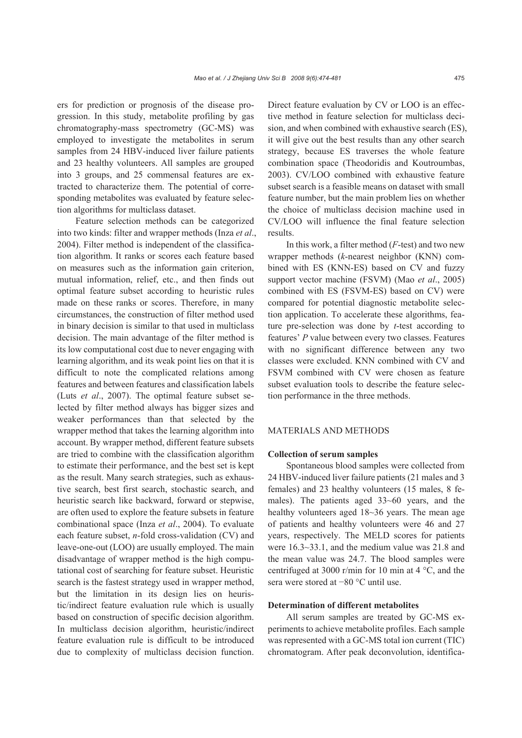ers for prediction or prognosis of the disease progression. In this study, metabolite profiling by gas chromatography-mass spectrometry (GC-MS) was employed to investigate the metabolites in serum samples from 24 HBV-induced liver failure patients and 23 healthy volunteers. All samples are grouped into 3 groups, and 25 commensal features are extracted to characterize them. The potential of corresponding metabolites was evaluated by feature selection algorithms for multiclass dataset.

Feature selection methods can be categorized into two kinds: filter and wrapper methods (Inza *et al*., 2004). Filter method is independent of the classification algorithm. It ranks or scores each feature based on measures such as the information gain criterion, mutual information, relief, etc., and then finds out optimal feature subset according to heuristic rules made on these ranks or scores. Therefore, in many circumstances, the construction of filter method used in binary decision is similar to that used in multiclass decision. The main advantage of the filter method is its low computational cost due to never engaging with learning algorithm, and its weak point lies on that it is difficult to note the complicated relations among features and between features and classification labels (Luts *et al*., 2007). The optimal feature subset selected by filter method always has bigger sizes and weaker performances than that selected by the wrapper method that takes the learning algorithm into account. By wrapper method, different feature subsets are tried to combine with the classification algorithm to estimate their performance, and the best set is kept as the result. Many search strategies, such as exhaustive search, best first search, stochastic search, and heuristic search like backward, forward or stepwise, are often used to explore the feature subsets in feature combinational space (Inza *et al*., 2004). To evaluate each feature subset, *n*-fold cross-validation (CV) and leave-one-out (LOO) are usually employed. The main disadvantage of wrapper method is the high computational cost of searching for feature subset. Heuristic search is the fastest strategy used in wrapper method, but the limitation in its design lies on heuristic/indirect feature evaluation rule which is usually based on construction of specific decision algorithm. In multiclass decision algorithm, heuristic/indirect feature evaluation rule is difficult to be introduced due to complexity of multiclass decision function. Direct feature evaluation by CV or LOO is an effective method in feature selection for multiclass decision, and when combined with exhaustive search (ES), it will give out the best results than any other search strategy, because ES traverses the whole feature combination space (Theodoridis and Koutroumbas, 2003). CV/LOO combined with exhaustive feature subset search is a feasible means on dataset with small feature number, but the main problem lies on whether the choice of multiclass decision machine used in CV/LOO will influence the final feature selection results.

In this work, a filter method (*F*-test) and two new wrapper methods (*k*-nearest neighbor (KNN) combined with ES (KNN-ES) based on CV and fuzzy support vector machine (FSVM) (Mao *et al*., 2005) combined with ES (FSVM-ES) based on CV) were compared for potential diagnostic metabolite selection application. To accelerate these algorithms, feature pre-selection was done by *t*-test according to features' *P* value between every two classes. Features with no significant difference between any two classes were excluded. KNN combined with CV and FSVM combined with CV were chosen as feature subset evaluation tools to describe the feature selection performance in the three methods.

## MATERIALS AND METHODS

### Collection of serum samples

Spontaneous blood samples were collected from 24 HBV-induced liver failure patients (21 males and 3 females) and 23 healthy volunteers (15 males, 8 females). The patients aged 33~60 years, and the healthy volunteers aged 18~36 years. The mean age of patients and healthy volunteers were 46 and 27 years, respectively. The MELD scores for patients were 16.3~33.1, and the medium value was 21.8 and the mean value was 24.7. The blood samples were centrifuged at 3000 r/min for 10 min at 4 °C, and the sera were stored at −80 °C until use.

### Determination of different metabolites

All serum samples are treated by GC-MS experiments to achieve metabolite profiles. Each sample was represented with a GC-MS total ion current (TIC) chromatogram. After peak deconvolution, identifica-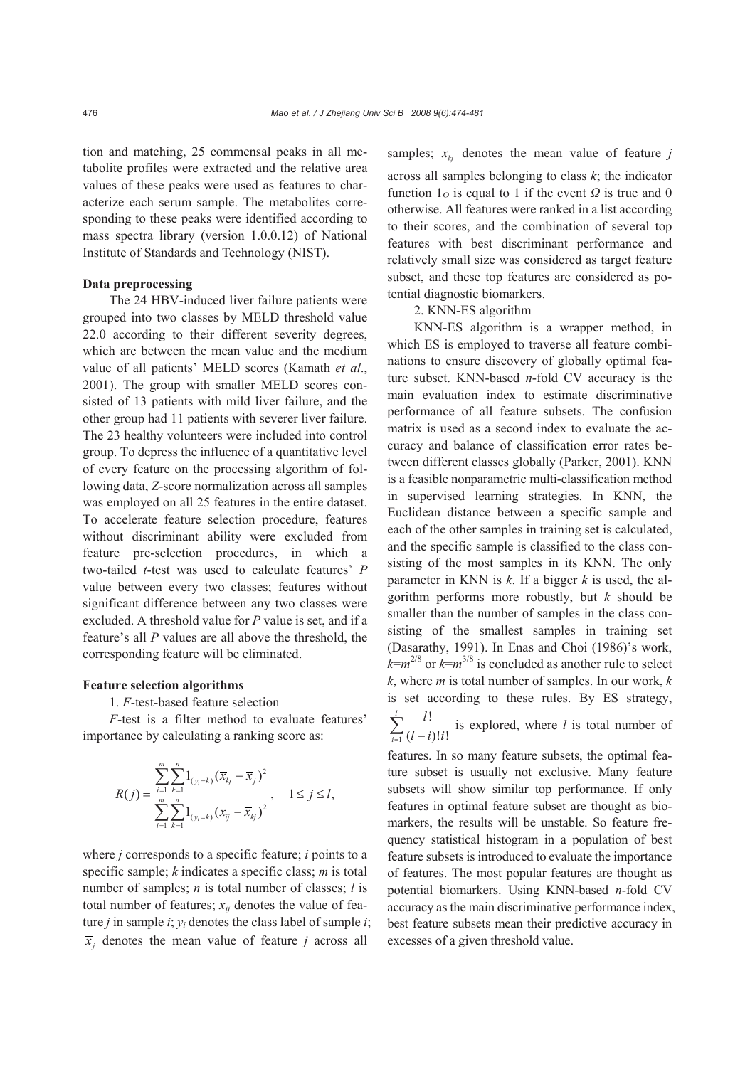tion and matching, 25 commensal peaks in all metabolite profiles were extracted and the relative area values of these peaks were used as features to characterize each serum sample. The metabolites corresponding to these peaks were identified according to mass spectra library (version 1.0.0.12) of National Institute of Standards and Technology (NIST).

### Data preprocessing

The 24 HBV-induced liver failure patients were grouped into two classes by MELD threshold value 22.0 according to their different severity degrees, which are between the mean value and the medium value of all patients' MELD scores (Kamath *et al*., 2001). The group with smaller MELD scores consisted of 13 patients with mild liver failure, and the other group had 11 patients with severer liver failure. The 23 healthy volunteers were included into control group. To depress the influence of a quantitative level of every feature on the processing algorithm of following data, *Z*-score normalization across all samples was employed on all 25 features in the entire dataset. To accelerate feature selection procedure, features without discriminant ability were excluded from feature pre-selection procedures, in which a two-tailed *t*-test was used to calculate features' *P* value between every two classes; features without significant difference between any two classes were excluded. A threshold value for *P* value is set, and if a feature's all *P* values are all above the threshold, the corresponding feature will be eliminated.

### Feature selection algorithms

1. *F*-test-based feature selection

*F*-test is a filter method to evaluate features' importance by calculating a ranking score as:

$$R(j)=\frac{\sum_{i=1}^{m}\sum_{k=1}^{n}1_{(y_i=k)}(\overline{x}_{kj}-\overline{x}_j)^2}{\sum_{i=1}^{m}\sum_{k=1}^{n}1_{(y_i=k)}(x_{ij}-\overline{x}_{kj})^2},\quad 1\leq j\leq l,$$

where *j* corresponds to a specific feature; *i* points to a specific sample; *k* indicates a specific class; *m* is total number of samples; *n* is total number of classes; *l* is total number of features; $x_{ij}$ denotes the value of feature *j* in sample *i*; $y_i$ denotes the class label of sample *i*; $\overline{x}_j$ denotes the mean value of feature *j* across all samples; $\overline{x}_{kj}$ denotes the mean value of feature *j* across all samples belonging to class *k*; the indicator function $1_\Omega$ is equal to 1 if the event $\Omega$ is true and 0 otherwise. All features were ranked in a list according to their scores, and the combination of several top features with best discriminant performance and relatively small size was considered as target feature subset, and these top features are considered as potential diagnostic biomarkers.

2. KNN-ES algorithm

KNN-ES algorithm is a wrapper method, in which ES is employed to traverse all feature combinations to ensure discovery of globally optimal feature subset. KNN-based *n*-fold CV accuracy is the main evaluation index to estimate discriminative performance of all feature subsets. The confusion matrix is used as a second index to evaluate the accuracy and balance of classification error rates between different classes globally (Parker, 2001). KNN is a feasible nonparametric multi-classification method in supervised learning strategies. In KNN, the Euclidean distance between a specific sample and each of the other samples in training set is calculated, and the specific sample is classified to the class consisting of the most samples in its KNN. The only parameter in KNN is *k*. If a bigger *k* is used, the algorithm performs more robustly, but *k* should be smaller than the number of samples in the class consisting of the smallest samples in training set (Dasarathy, 1991). In Enas and Choi (1986)'s work, $k=m^{2/8}$ or $k=m^{3/8}$ is concluded as another rule to select *k*, where *m* is total number of samples. In our work, *k* is set according to these rules. By ES strategy, $\sum_{i=1}^{l}\frac{l!}{(l-i)!i!}$ is explored, where *l* is total number of features. In so many feature subsets, the optimal feature subset is usually not exclusive. Many feature subsets will show similar top performance. If only features in optimal feature subset are thought as biomarkers, the results will be unstable. So feature frequency statistical histogram in a population of best feature subsets is introduced to evaluate the importance of features. The most popular features are thought as potential biomarkers. Using KNN-based *n*-fold CV accuracy as the main discriminative performance index, best feature subsets mean their predictive accuracy in excesses of a given threshold value.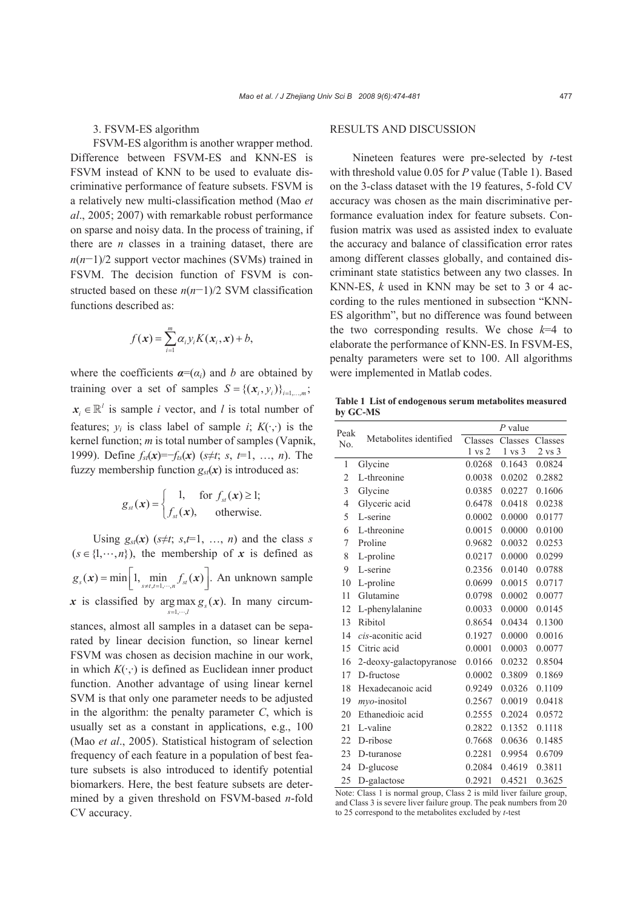3. FSVM-ES algorithm

FSVM-ES algorithm is another wrapper method. Difference between FSVM-ES and KNN-ES is FSVM instead of KNN to be used to evaluate discriminative performance of feature subsets. FSVM is a relatively new multi-classification method (Mao *et al*., 2005; 2007) with remarkable robust performance on sparse and noisy data. In the process of training, if there are $n$ classes in a training dataset, there are $n(n-1)/2$ support vector machines (SVMs) trained in FSVM. The decision function of FSVM is constructed based on these $n(n-1)/2$ SVM classification functions described as:

$$f(\boldsymbol{x}) = \sum_{i=1}^{m} \alpha_i y_i K(\boldsymbol{x}_i, \boldsymbol{x}) + b,$$

where the coefficients $\boldsymbol{\alpha}=(\alpha_i)$ and $b$ are obtained by training over a set of samples $S = \{(\boldsymbol{x}_i, y_i)\}_{i=1,\ldots,m}$; $\boldsymbol{x}_i \in \mathbb{R}^l$ is sample $i$ vector, and $l$ is total number of features; $y_i$ is class label of sample $i$; $K(\cdot,\cdot)$ is the kernel function; $m$ is total number of samples (Vapnik, 1999). Define $f_{st}(\boldsymbol{x})=-f_{ts}(\boldsymbol{x})$ ($s\neq t$; $s$, $t$=1, …, $n$). The fuzzy membership function $g_{st}(\boldsymbol{x})$ is introduced as:

$$g_{st}(\boldsymbol{x}) = \begin{cases} 1, & \text{for } f_{st}(\boldsymbol{x}) \geq 1; \\ f_{st}(\boldsymbol{x}), & \text{otherwise.} \end{cases}$$

Using $g_{st}(\boldsymbol{x})$ ($s\neq t$; $s$,$t$=1, …, $n$) and the class $s$ ($s \in \{1,\cdots,n\}$), the membership of $\boldsymbol{x}$ is defined as $g_s(\boldsymbol{x}) = \min\left[1, \min_{s\neq t, t=1,\cdots,n} f_{st}(\boldsymbol{x})\right]$. An unknown sample $\boldsymbol{x}$ is classified by $\arg\max_{s=1,\cdots,l} g_s(\boldsymbol{x})$. In many circumstances, almost all samples in a dataset can be separated by linear decision function, so linear kernel FSVM was chosen as decision machine in our work, in which $K(\cdot,\cdot)$ is defined as Euclidean inner product function. Another advantage of using linear kernel SVM is that only one parameter needs to be adjusted in the algorithm: the penalty parameter $C$, which is usually set as a constant in applications, e.g., 100 (Mao *et al*., 2005). Statistical histogram of selection frequency of each feature in a population of best feature subsets is also introduced to identify potential biomarkers. Here, the best feature subsets are determined by a given threshold on FSVM-based $n$-fold CV accuracy.

## RESULTS AND DISCUSSION

Nineteen features were pre-selected by $t$-test with threshold value 0.05 for $P$ value (Table 1). Based on the 3-class dataset with the 19 features, 5-fold CV accuracy was chosen as the main discriminative performance evaluation index for feature subsets. Confusion matrix was used as assisted index to evaluate the accuracy and balance of classification error rates among different classes globally, and contained discriminant state statistics between any two classes. In KNN-ES, $k$ used in KNN may be set to 3 or 4 according to the rules mentioned in subsection "KNN-ES algorithm", but no difference was found between the two corresponding results. We chose $k$=4 to elaborate the performance of KNN-ES. In FSVM-ES, penalty parameters were set to 100. All algorithms were implemented in Matlab codes.

**Table 1 List of endogenous serum metabolites measured by GC-MS**

| Peak No. | Metabolites identified | $P$ value | | |
|---|---|---|---|---|
| | | Classes 1 vs 2 | Classes 1 vs 3 | Classes 2 vs 3 |
| 1 | Glycine | 0.0268 | 0.1643 | 0.0824 |
| 2 | L-threonine | 0.0038 | 0.0202 | 0.2882 |
| 3 | Glycine | 0.0385 | 0.0227 | 0.1606 |
| 4 | Glyceric acid | 0.6478 | 0.0418 | 0.0238 |
| 5 | L-serine | 0.0002 | 0.0000 | 0.0177 |
| 6 | L-threonine | 0.0015 | 0.0000 | 0.0100 |
| 7 | Proline | 0.9682 | 0.0032 | 0.0253 |
| 8 | L-proline | 0.0217 | 0.0000 | 0.0299 |
| 9 | L-serine | 0.2356 | 0.0140 | 0.0788 |
| 10 | L-proline | 0.0699 | 0.0015 | 0.0717 |
| 11 | Glutamine | 0.0798 | 0.0002 | 0.0077 |
| 12 | L-phenylalanine | 0.0033 | 0.0000 | 0.0145 |
| 13 | Ribitol | 0.8654 | 0.0434 | 0.1300 |
| 14 | *cis*-aconitic acid | 0.1927 | 0.0000 | 0.0016 |
| 15 | Citric acid | 0.0001 | 0.0003 | 0.0077 |
| 16 | 2-deoxy-galactopyranose | 0.0166 | 0.0232 | 0.8504 |
| 17 | D-fructose | 0.0002 | 0.3809 | 0.1869 |
| 18 | Hexadecanoic acid | 0.9249 | 0.0326 | 0.1109 |
| 19 | *myo*-inositol | 0.2567 | 0.0019 | 0.0418 |
| 20 | Ethanedioic acid | 0.2555 | 0.2024 | 0.0572 |
| 21 | L-valine | 0.2822 | 0.1352 | 0.1118 |
| 22 | D-ribose | 0.7668 | 0.0636 | 0.1485 |
| 23 | D-turanose | 0.2281 | 0.9954 | 0.6709 |
| 24 | D-glucose | 0.2084 | 0.4619 | 0.3811 |
| 25 | D-galactose | 0.2921 | 0.4521 | 0.3625 |

Note: Class 1 is normal group, Class 2 is mild liver failure group, and Class 3 is severe liver failure group. The peak numbers from 20 to 25 correspond to the metabolites excluded by $t$-test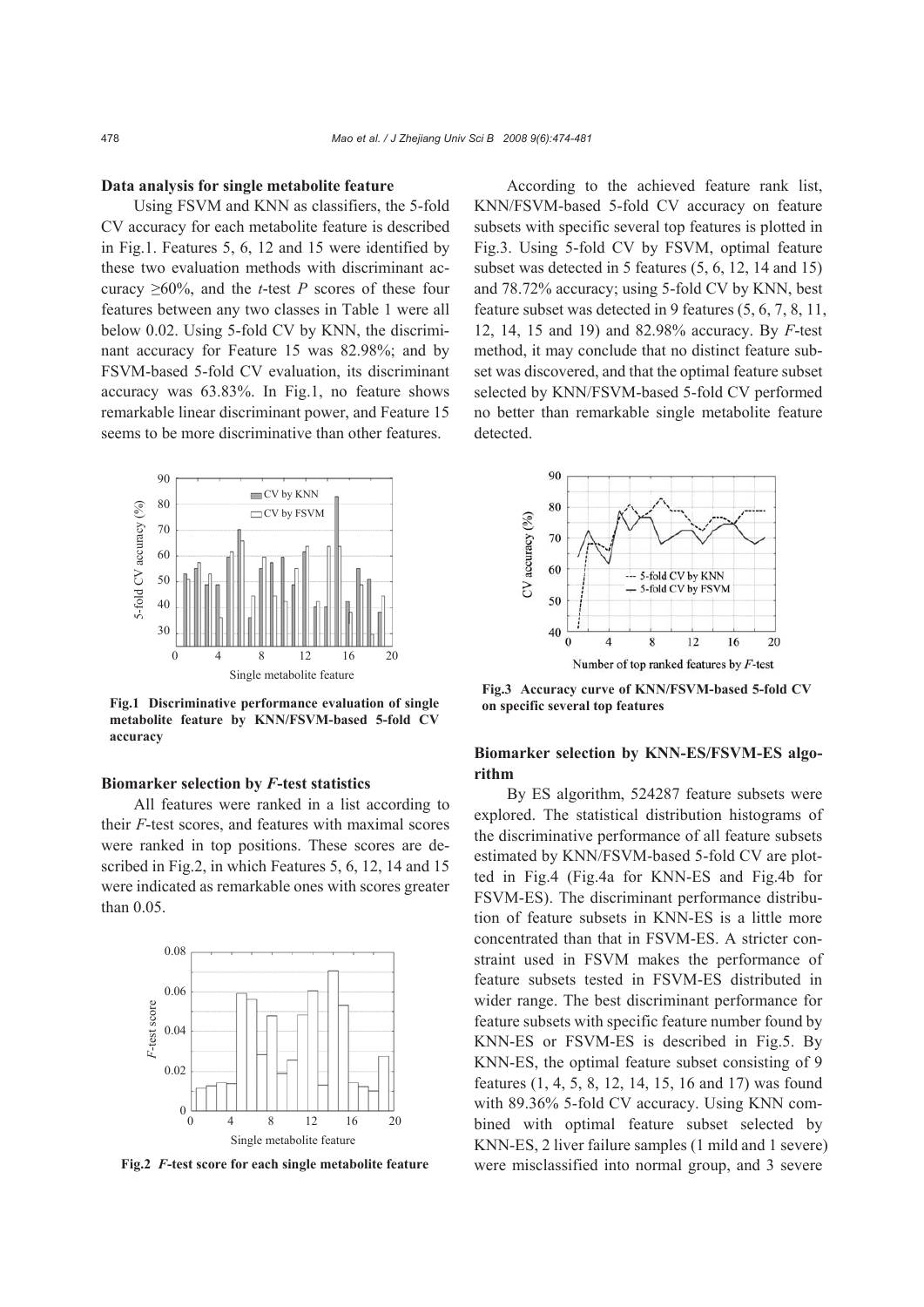**Data analysis for single metabolite feature**

Using FSVM and KNN as classifiers, the 5-fold CV accuracy for each metabolite feature is described in Fig.1. Features 5, 6, 12 and 15 were identified by these two evaluation methods with discriminant accuracy ≥60%, and the *t*-test *P* scores of these four features between any two classes in Table 1 were all below 0.02. Using 5-fold CV by KNN, the discriminant accuracy for Feature 15 was 82.98%; and by FSVM-based 5-fold CV evaluation, its discriminant accuracy was 63.83%. In Fig.1, no feature shows remarkable linear discriminant power, and Feature 15 seems to be more discriminative than other features.

**Fig.1 Discriminative performance evaluation of single metabolite feature by KNN/FSVM-based 5-fold CV accuracy**

**Biomarker selection by *F*-test statistics**

All features were ranked in a list according to their *F*-test scores, and features with maximal scores were ranked in top positions. These scores are described in Fig.2, in which Features 5, 6, 12, 14 and 15 were indicated as remarkable ones with scores greater than 0.05.

**Fig.2 *F*-test score for each single metabolite feature**

According to the achieved feature rank list, KNN/FSVM-based 5-fold CV accuracy on feature subsets with specific several top features is plotted in Fig.3. Using 5-fold CV by FSVM, optimal feature subset was detected in 5 features (5, 6, 12, 14 and 15) and 78.72% accuracy; using 5-fold CV by KNN, best feature subset was detected in 9 features (5, 6, 7, 8, 11, 12, 14, 15 and 19) and 82.98% accuracy. By *F*-test method, it may conclude that no distinct feature subset was discovered, and that the optimal feature subset selected by KNN/FSVM-based 5-fold CV performed no better than remarkable single metabolite feature detected.

**Fig.3 Accuracy curve of KNN/FSVM-based 5-fold CV on specific several top features**

**Biomarker selection by KNN-ES/FSVM-ES algorithm**

By ES algorithm, 524287 feature subsets were explored. The statistical distribution histograms of the discriminative performance of all feature subsets estimated by KNN/FSVM-based 5-fold CV are plotted in Fig.4 (Fig.4a for KNN-ES and Fig.4b for FSVM-ES). The discriminant performance distribution of feature subsets in KNN-ES is a little more concentrated than that in FSVM-ES. A stricter constraint used in FSVM makes the performance of feature subsets tested in FSVM-ES distributed in wider range. The best discriminant performance for feature subsets with specific feature number found by KNN-ES or FSVM-ES is described in Fig.5. By KNN-ES, the optimal feature subset consisting of 9 features (1, 4, 5, 8, 12, 14, 15, 16 and 17) was found with 89.36% 5-fold CV accuracy. Using KNN combined with optimal feature subset selected by KNN-ES, 2 liver failure samples (1 mild and 1 severe) were misclassified into normal group, and 3 severe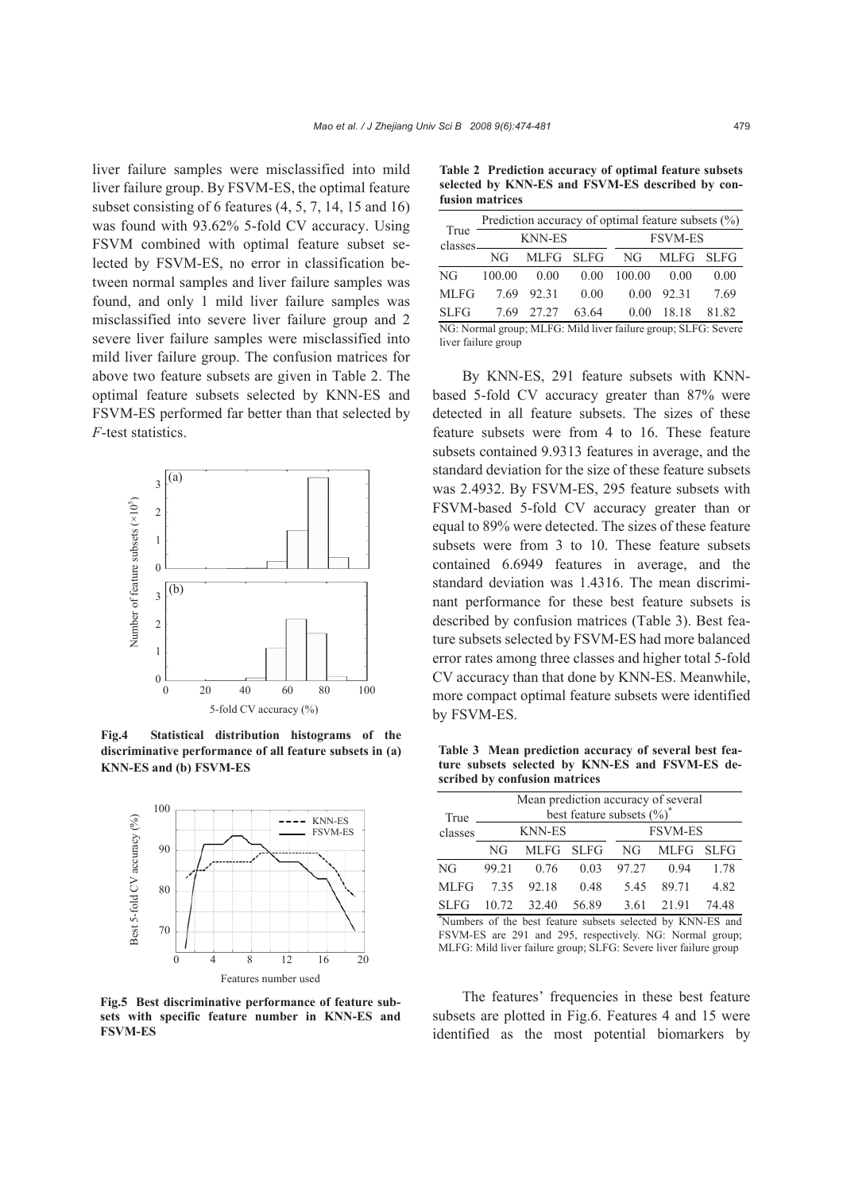liver failure samples were misclassified into mild liver failure group. By FSVM-ES, the optimal feature subset consisting of 6 features (4, 5, 7, 14, 15 and 16) was found with 93.62% 5-fold CV accuracy. Using FSVM combined with optimal feature subset selected by FSVM-ES, no error in classification between normal samples and liver failure samples was found, and only 1 mild liver failure samples was misclassified into severe liver failure group and 2 severe liver failure samples were misclassified into mild liver failure group. The confusion matrices for above two feature subsets are given in Table 2. The optimal feature subsets selected by KNN-ES and FSVM-ES performed far better than that selected by *F*-test statistics.

**Fig.4 Statistical distribution histograms of the discriminative performance of all feature subsets in (a) KNN-ES and (b) FSVM-ES**

**Fig.5 Best discriminative performance of feature subsets with specific feature number in KNN-ES and FSVM-ES**

**Table 2 Prediction accuracy of optimal feature subsets selected by KNN-ES and FSVM-ES described by confusion matrices**

| True classes | Prediction accuracy of optimal feature subsets (%) | | | | | |
|---|---|---|---|---|---|---|
| | KNN-ES | | | FSVM-ES | | |
| | NG | MLFG | SLFG | NG | MLFG | SLFG |
| NG | 100.00 | 0.00 | 0.00 | 100.00 | 0.00 | 0.00 |
| MLFG | 7.69 | 92.31 | 0.00 | 0.00 | 92.31 | 7.69 |
| SLFG | 7.69 | 27.27 | 63.64 | 0.00 | 18.18 | 81.82 |

NG: Normal group; MLFG: Mild liver failure group; SLFG: Severe liver failure group

By KNN-ES, 291 feature subsets with KNN-based 5-fold CV accuracy greater than 87% were detected in all feature subsets. The sizes of these feature subsets were from 4 to 16. These feature subsets contained 9.9313 features in average, and the standard deviation for the size of these feature subsets was 2.4932. By FSVM-ES, 295 feature subsets with FSVM-based 5-fold CV accuracy greater than or equal to 89% were detected. The sizes of these feature subsets were from 3 to 10. These feature subsets contained 6.6949 features in average, and the standard deviation was 1.4316. The mean discriminant performance for these best feature subsets is described by confusion matrices (Table 3). Best feature subsets selected by FSVM-ES had more balanced error rates among three classes and higher total 5-fold CV accuracy than that done by KNN-ES. Meanwhile, more compact optimal feature subsets were identified by FSVM-ES.

**Table 3 Mean prediction accuracy of several best feature subsets selected by KNN-ES and FSVM-ES described by confusion matrices**

| True classes | Mean prediction accuracy of several best feature subsets (%)* | | | | | |
|---|---|---|---|---|---|---|
| | KNN-ES | | | FSVM-ES | | |
| | NG | MLFG | SLFG | NG | MLFG | SLFG |
| NG | 99.21 | 0.76 | 0.03 | 97.27 | 0.94 | 1.78 |
| MLFG | 7.35 | 92.18 | 0.48 | 5.45 | 89.71 | 4.82 |
| SLFG | 10.72 | 32.40 | 56.89 | 3.61 | 21.91 | 74.48 |

*Numbers of the best feature subsets selected by KNN-ES and FSVM-ES are 291 and 295, respectively. NG: Normal group; MLFG: Mild liver failure group; SLFG: Severe liver failure group

The features' frequencies in these best feature subsets are plotted in Fig.6. Features 4 and 15 were identified as the most potential biomarkers by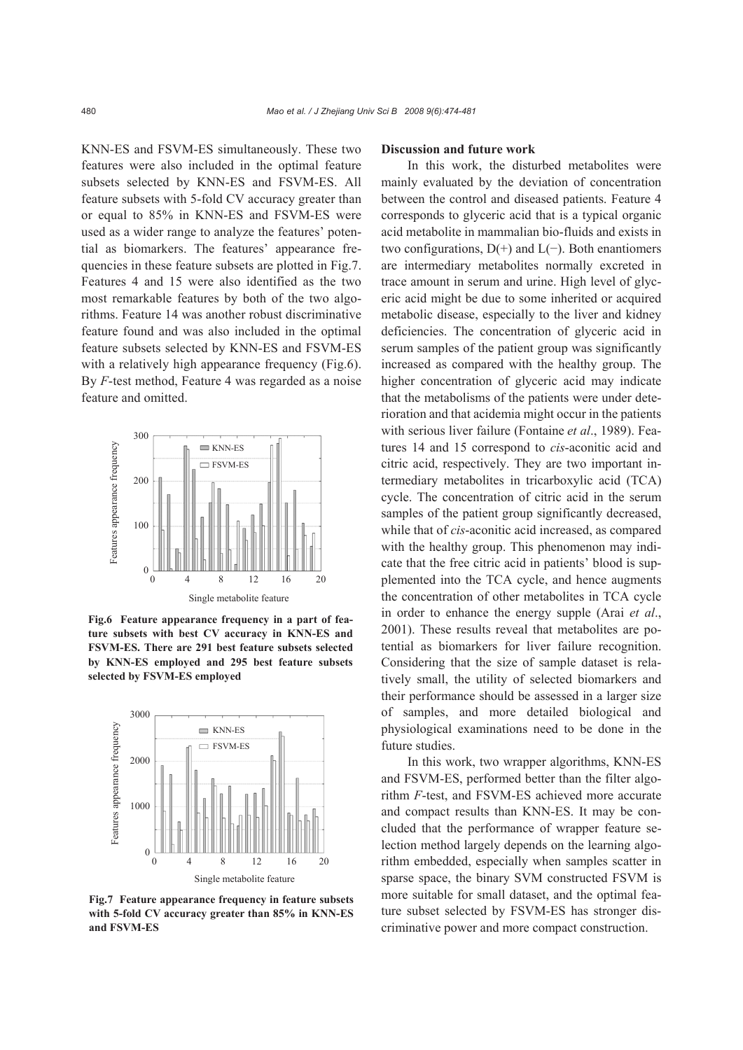KNN-ES and FSVM-ES simultaneously. These two features were also included in the optimal feature subsets selected by KNN-ES and FSVM-ES. All feature subsets with 5-fold CV accuracy greater than or equal to 85% in KNN-ES and FSVM-ES were used as a wider range to analyze the features' potential as biomarkers. The features' appearance frequencies in these feature subsets are plotted in Fig.7. Features 4 and 15 were also identified as the two most remarkable features by both of the two algorithms. Feature 14 was another robust discriminative feature found and was also included in the optimal feature subsets selected by KNN-ES and FSVM-ES with a relatively high appearance frequency (Fig.6). By *F*-test method, Feature 4 was regarded as a noise feature and omitted.

Features appearance frequency
300
200
100
0
0 4 8 12 16 20
Single metabolite feature
KNN-ES
FSVM-ES

**Fig.6 Feature appearance frequency in a part of feature subsets with best CV accuracy in KNN-ES and FSVM-ES. There are 291 best feature subsets selected by KNN-ES employed and 295 best feature subsets selected by FSVM-ES employed**

Features appearance frequency
3000
2000
1000
0
0 4 8 12 16 20
Single metabolite feature
KNN-ES
FSVM-ES

**Fig.7 Feature appearance frequency in feature subsets with 5-fold CV accuracy greater than 85% in KNN-ES and FSVM-ES**

**Discussion and future work**

In this work, the disturbed metabolites were mainly evaluated by the deviation of concentration between the control and diseased patients. Feature 4 corresponds to glyceric acid that is a typical organic acid metabolite in mammalian bio-fluids and exists in two configurations, D(+) and L(−). Both enantiomers are intermediary metabolites normally excreted in trace amount in serum and urine. High level of glyceric acid might be due to some inherited or acquired metabolic disease, especially to the liver and kidney deficiencies. The concentration of glyceric acid in serum samples of the patient group was significantly increased as compared with the healthy group. The higher concentration of glyceric acid may indicate that the metabolisms of the patients were under deterioration and that acidemia might occur in the patients with serious liver failure (Fontaine *et al*., 1989). Features 14 and 15 correspond to *cis*-aconitic acid and citric acid, respectively. They are two important intermediary metabolites in tricarboxylic acid (TCA) cycle. The concentration of citric acid in the serum samples of the patient group significantly decreased, while that of *cis*-aconitic acid increased, as compared with the healthy group. This phenomenon may indicate that the free citric acid in patients' blood is supplemented into the TCA cycle, and hence augments the concentration of other metabolites in TCA cycle in order to enhance the energy supple (Arai *et al*., 2001). These results reveal that metabolites are potential as biomarkers for liver failure recognition. Considering that the size of sample dataset is relatively small, the utility of selected biomarkers and their performance should be assessed in a larger size of samples, and more detailed biological and physiological examinations need to be done in the future studies.

In this work, two wrapper algorithms, KNN-ES and FSVM-ES, performed better than the filter algorithm *F*-test, and FSVM-ES achieved more accurate and compact results than KNN-ES. It may be concluded that the performance of wrapper feature selection method largely depends on the learning algorithm embedded, especially when samples scatter in sparse space, the binary SVM constructed FSVM is more suitable for small dataset, and the optimal feature subset selected by FSVM-ES has stronger discriminative power and more compact construction.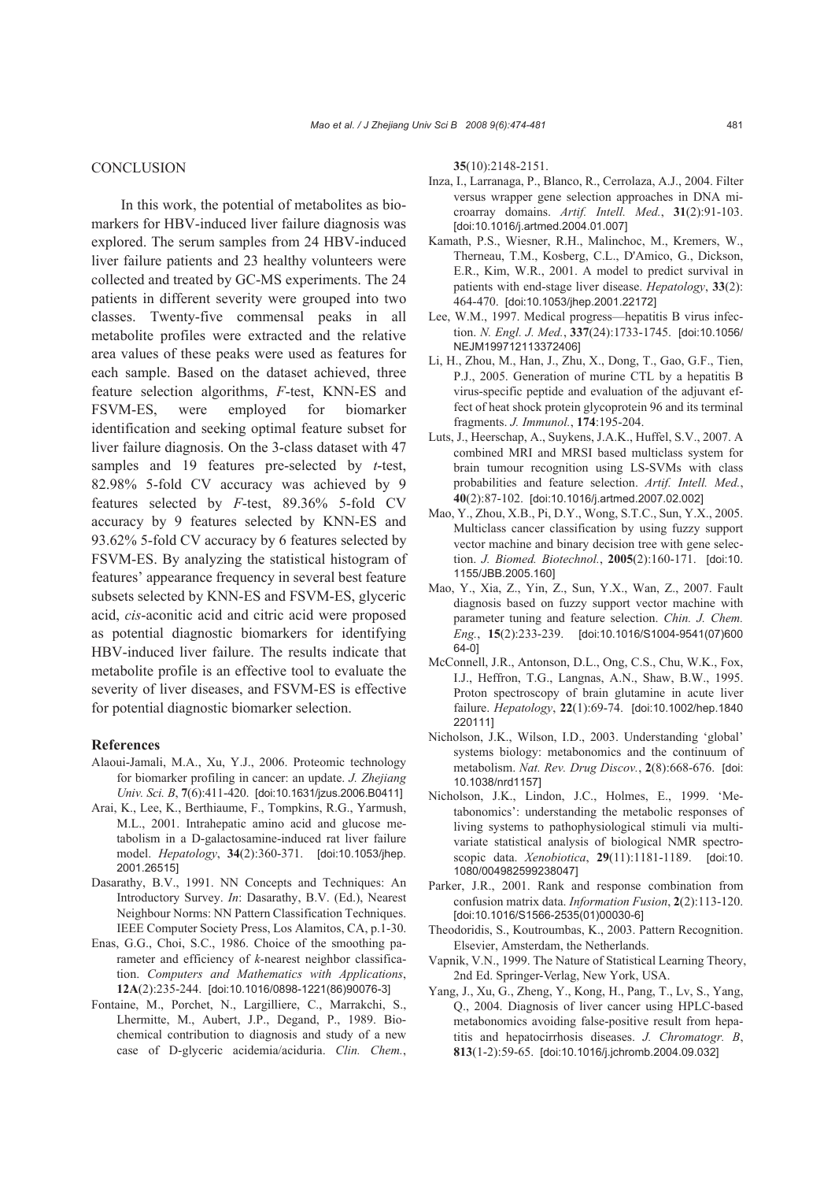## CONCLUSION

In this work, the potential of metabolites as biomarkers for HBV-induced liver failure diagnosis was explored. The serum samples from 24 HBV-induced liver failure patients and 23 healthy volunteers were collected and treated by GC-MS experiments. The 24 patients in different severity were grouped into two classes. Twenty-five commensal peaks in all metabolite profiles were extracted and the relative area values of these peaks were used as features for each sample. Based on the dataset achieved, three feature selection algorithms, *F*-test, KNN-ES and FSVM-ES, were employed for biomarker identification and seeking optimal feature subset for liver failure diagnosis. On the 3-class dataset with 47 samples and 19 features pre-selected by *t*-test, 82.98% 5-fold CV accuracy was achieved by 9 features selected by *F*-test, 89.36% 5-fold CV accuracy by 9 features selected by KNN-ES and 93.62% 5-fold CV accuracy by 6 features selected by FSVM-ES. By analyzing the statistical histogram of features' appearance frequency in several best feature subsets selected by KNN-ES and FSVM-ES, glyceric acid, *cis*-aconitic acid and citric acid were proposed as potential diagnostic biomarkers for identifying HBV-induced liver failure. The results indicate that metabolite profile is an effective tool to evaluate the severity of liver diseases, and FSVM-ES is effective for potential diagnostic biomarker selection.

### References

Alaoui-Jamali, M.A., Xu, Y.J., 2006. Proteomic technology for biomarker profiling in cancer: an update. *J. Zhejiang Univ. Sci. B*, **7**(6):411-420. [doi:10.1631/jzus.2006.B0411]

Arai, K., Lee, K., Berthiaume, F., Tompkins, R.G., Yarmush, M.L., 2001. Intrahepatic amino acid and glucose metabolism in a D-galactosamine-induced rat liver failure model. *Hepatology*, **34**(2):360-371. [doi:10.1053/jhep.2001.26515]

Dasarathy, B.V., 1991. NN Concepts and Techniques: An Introductory Survey. *In*: Dasarathy, B.V. (Ed.), Nearest Neighbour Norms: NN Pattern Classification Techniques. IEEE Computer Society Press, Los Alamitos, CA, p.1-30.

Enas, G.G., Choi, S.C., 1986. Choice of the smoothing parameter and efficiency of *k*-nearest neighbor classification. *Computers and Mathematics with Applications*, **12A**(2):235-244. [doi:10.1016/0898-1221(86)90076-3]

Fontaine, M., Porchet, N., Largilliere, C., Marrakchi, S., Lhermitte, M., Aubert, J.P., Degand, P., 1989. Biochemical contribution to diagnosis and study of a new case of D-glyceric acidemia/aciduria. *Clin. Chem.*, **35**(10):2148-2151.

Inza, I., Larranaga, P., Blanco, R., Cerrolaza, A.J., 2004. Filter versus wrapper gene selection approaches in DNA microarray domains. *Artif. Intell. Med.*, **31**(2):91-103. [doi:10.1016/j.artmed.2004.01.007]

Kamath, P.S., Wiesner, R.H., Malinchoc, M., Kremers, W., Therneau, T.M., Kosberg, C.L., D'Amico, G., Dickson, E.R., Kim, W.R., 2001. A model to predict survival in patients with end-stage liver disease. *Hepatology*, **33**(2): 464-470. [doi:10.1053/jhep.2001.22172]

Lee, W.M., 1997. Medical progress—hepatitis B virus infection. *N. Engl. J. Med.*, **337**(24):1733-1745. [doi:10.1056/NEJM199712113372406]

Li, H., Zhou, M., Han, J., Zhu, X., Dong, T., Gao, G.F., Tien, P.J., 2005. Generation of murine CTL by a hepatitis B virus-specific peptide and evaluation of the adjuvant effect of heat shock protein glycoprotein 96 and its terminal fragments. *J. Immunol.*, **174**:195-204.

Luts, J., Heerschap, A., Suykens, J.A.K., Huffel, S.V., 2007. A combined MRI and MRSI based multiclass system for brain tumour recognition using LS-SVMs with class probabilities and feature selection. *Artif. Intell. Med.*, **40**(2):87-102. [doi:10.1016/j.artmed.2007.02.002]

Mao, Y., Zhou, X.B., Pi, D.Y., Wong, S.T.C., Sun, Y.X., 2005. Multiclass cancer classification by using fuzzy support vector machine and binary decision tree with gene selection. *J. Biomed. Biotechnol.*, **2005**(2):160-171. [doi:10.1155/JBB.2005.160]

Mao, Y., Xia, Z., Yin, Z., Sun, Y.X., Wan, Z., 2007. Fault diagnosis based on fuzzy support vector machine with parameter tuning and feature selection. *Chin. J. Chem. Eng.*, **15**(2):233-239. [doi:10.1016/S1004-9541(07)60064-0]

McConnell, J.R., Antonson, D.L., Ong, C.S., Chu, W.K., Fox, I.J., Heffron, T.G., Langnas, A.N., Shaw, B.W., 1995. Proton spectroscopy of brain glutamine in acute liver failure. *Hepatology*, **22**(1):69-74. [doi:10.1002/hep.1840220111]

Nicholson, J.K., Wilson, I.D., 2003. Understanding 'global' systems biology: metabonomics and the continuum of metabolism. *Nat. Rev. Drug Discov.*, **2**(8):668-676. [doi:10.1038/nrd1157]

Nicholson, J.K., Lindon, J.C., Holmes, E., 1999. 'Metabonomics': understanding the metabolic responses of living systems to pathophysiological stimuli via multivariate statistical analysis of biological NMR spectroscopic data. *Xenobiotica*, **29**(11):1181-1189. [doi:10.1080/004982599238047]

Parker, J.R., 2001. Rank and response combination from confusion matrix data. *Information Fusion*, **2**(2):113-120. [doi:10.1016/S1566-2535(01)00030-6]

Theodoridis, S., Koutroumbas, K., 2003. Pattern Recognition. Elsevier, Amsterdam, the Netherlands.

Vapnik, V.N., 1999. The Nature of Statistical Learning Theory, 2nd Ed. Springer-Verlag, New York, USA.

Yang, J., Xu, G., Zheng, Y., Kong, H., Pang, T., Lv, S., Yang, Q., 2004. Diagnosis of liver cancer using HPLC-based metabonomics avoiding false-positive result from hepatitis and hepatocirrhosis diseases. *J. Chromatogr. B*, **813**(1-2):59-65. [doi:10.1016/j.jchromb.2004.09.032]